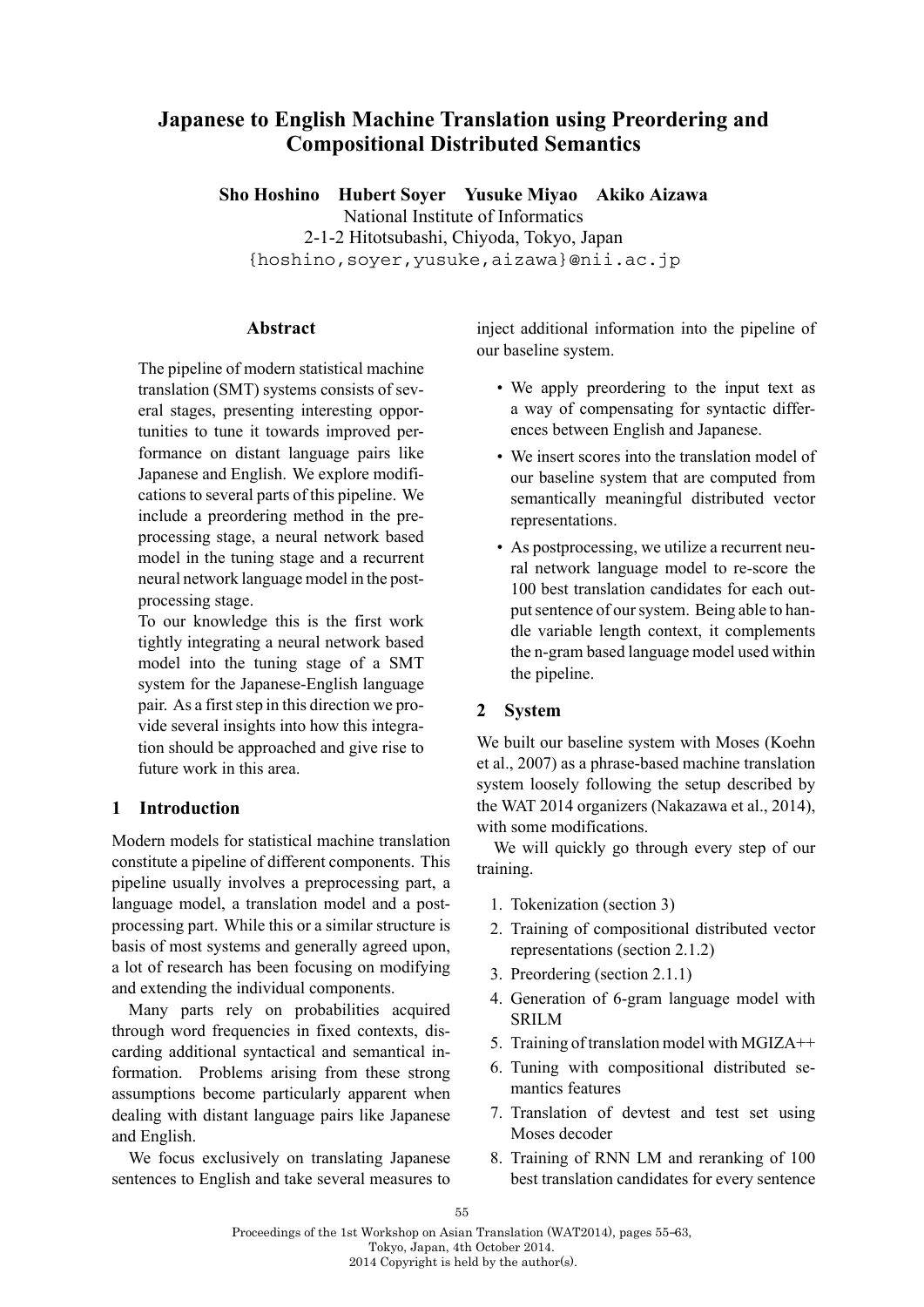# Japanese to English Machine Translation using Preordering and Compositional Distributed Semantics

**Sho Hoshino    Hubert Soyer    Yusuke Miyao    Akiko Aizawa**

National Institute of Informatics
2-1-2 Hitotsubashi, Chiyoda, Tokyo, Japan
{hoshino,soyer,yusuke,aizawa}@nii.ac.jp

## Abstract

The pipeline of modern statistical machine translation (SMT) systems consists of several stages, presenting interesting opportunities to tune it towards improved performance on distant language pairs like Japanese and English. We explore modifications to several parts of this pipeline. We include a preordering method in the preprocessing stage, a neural network based model in the tuning stage and a recurrent neural network language model in the postprocessing stage.

To our knowledge this is the first work tightly integrating a neural network based model into the tuning stage of a SMT system for the Japanese-English language pair. As a first step in this direction we provide several insights into how this integration should be approached and give rise to future work in this area.

## 1 Introduction

Modern models for statistical machine translation constitute a pipeline of different components. This pipeline usually involves a preprocessing part, a language model, a translation model and a postprocessing part. While this or a similar structure is basis of most systems and generally agreed upon, a lot of research has been focusing on modifying and extending the individual components.

Many parts rely on probabilities acquired through word frequencies in fixed contexts, discarding additional syntactical and semantical information. Problems arising from these strong assumptions become particularly apparent when dealing with distant language pairs like Japanese and English.

We focus exclusively on translating Japanese sentences to English and take several measures to inject additional information into the pipeline of our baseline system.

- We apply preordering to the input text as a way of compensating for syntactic differences between English and Japanese.
- We insert scores into the translation model of our baseline system that are computed from semantically meaningful distributed vector representations.
- As postprocessing, we utilize a recurrent neural network language model to re-score the 100 best translation candidates for each output sentence of our system. Being able to handle variable length context, it complements the n-gram based language model used within the pipeline.

## 2 System

We built our baseline system with Moses (Koehn et al., 2007) as a phrase-based machine translation system loosely following the setup described by the WAT 2014 organizers (Nakazawa et al., 2014), with some modifications.

We will quickly go through every step of our training.

1. Tokenization (section 3)
2. Training of compositional distributed vector representations (section 2.1.2)
3. Preordering (section 2.1.1)
4. Generation of 6-gram language model with SRILM
5. Training of translation model with MGIZA++
6. Tuning with compositional distributed semantics features
7. Translation of devtest and test set using Moses decoder
8. Training of RNN LM and reranking of 100 best translation candidates for every sentence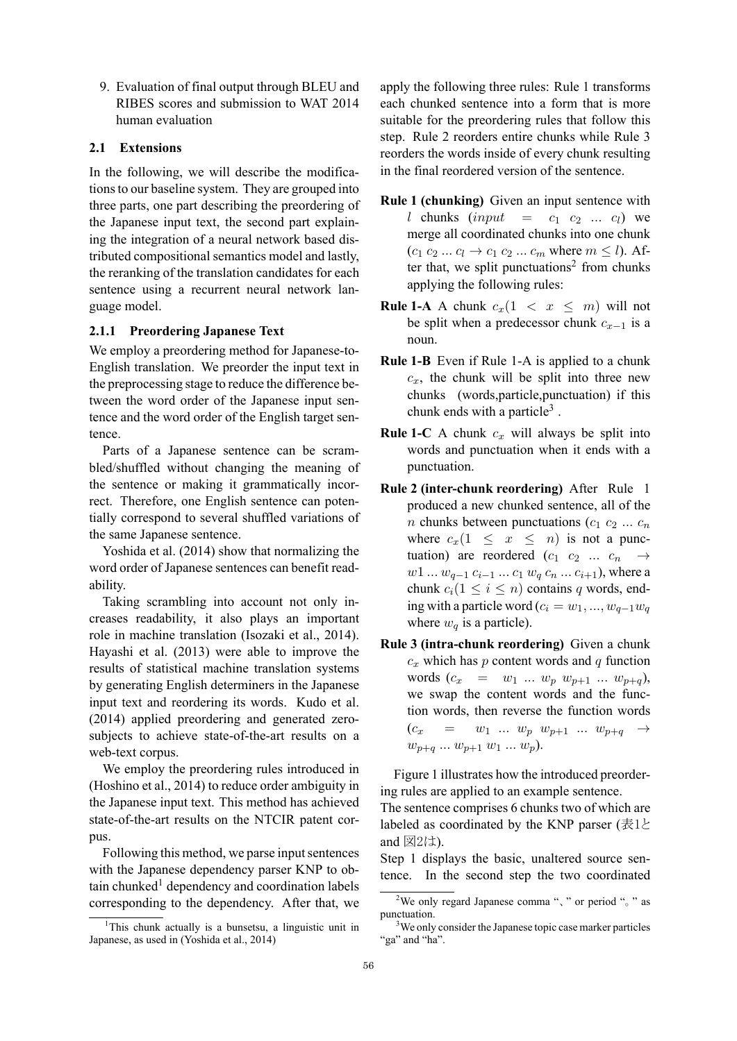9. Evaluation of final output through BLEU and RIBES scores and submission to WAT 2014 human evaluation

### 2.1 Extensions

In the following, we will describe the modifications to our baseline system. They are grouped into three parts, one part describing the preordering of the Japanese input text, the second part explaining the integration of a neural network based distributed compositional semantics model and lastly, the reranking of the translation candidates for each sentence using a recurrent neural network language model.

#### 2.1.1 Preordering Japanese Text

We employ a preordering method for Japanese-to-English translation. We preorder the input text in the preprocessing stage to reduce the difference between the word order of the Japanese input sentence and the word order of the English target sentence.

Parts of a Japanese sentence can be scrambled/shuffled without changing the meaning of the sentence or making it grammatically incorrect. Therefore, one English sentence can potentially correspond to several shuffled variations of the same Japanese sentence.

Yoshida et al. (2014) show that normalizing the word order of Japanese sentences can benefit readability.

Taking scrambling into account not only increases readability, it also plays an important role in machine translation (Isozaki et al., 2014). Hayashi et al. (2013) were able to improve the results of statistical machine translation systems by generating English determiners in the Japanese input text and reordering its words. Kudo et al. (2014) applied preordering and generated zero-subjects to achieve state-of-the-art results on a web-text corpus.

We employ the preordering rules introduced in (Hoshino et al., 2014) to reduce order ambiguity in the Japanese input text. This method has achieved state-of-the-art results on the NTCIR patent corpus.

Following this method, we parse input sentences with the Japanese dependency parser KNP to obtain chunked[1] dependency and coordination labels corresponding to the dependency. After that, we apply the following three rules: Rule 1 transforms each chunked sentence into a form that is more suitable for the preordering rules that follow this step. Rule 2 reorders entire chunks while Rule 3 reorders the words inside of every chunk resulting in the final reordered version of the sentence.

**Rule 1 (chunking)** Given an input sentence with $l$ chunks ($input = c_1\ c_2\ ...\ c_l$) we merge all coordinated chunks into one chunk ($c_1\ c_2\ ...\ c_l \rightarrow c_1\ c_2\ ...\ c_m$ where $m \leq l$). After that, we split punctuations[2] from chunks applying the following rules:

**Rule 1-A** A chunk $c_x (1 < x \leq m)$ will not be split when a predecessor chunk $c_{x-1}$ is a noun.

**Rule 1-B** Even if Rule 1-A is applied to a chunk $c_x$, the chunk will be split into three new chunks (words,particle,punctuation) if this chunk ends with a particle[3] .

**Rule 1-C** A chunk $c_x$ will always be split into words and punctuation when it ends with a punctuation.

**Rule 2 (inter-chunk reordering)** After Rule 1 produced a new chunked sentence, all of the $n$ chunks between punctuations ($c_1\ c_2\ ...\ c_n$ where $c_x (1 \leq x \leq n)$ is not a punctuation) are reordered ($c_1\ c_2\ ...\ c_n \rightarrow w1\ ...\ w_{q-1}\ c_{i-1}\ ...\ c_1\ w_q\ c_n\ ...\ c_{i+1}$), where a chunk $c_i (1 \leq i \leq n)$ contains $q$ words, ending with a particle word ($c_i = w_1, ..., w_{q-1} w_q$ where $w_q$ is a particle).

**Rule 3 (intra-chunk reordering)** Given a chunk $c_x$ which has $p$ content words and $q$ function words ($c_x = w_1\ ...\ w_p\ w_{p+1}\ ...\ w_{p+q}$), we swap the content words and the function words, then reverse the function words ($c_x = w_1\ ...\ w_p\ w_{p+1}\ ...\ w_{p+q} \rightarrow w_{p+q}\ ...\ w_{p+1}\ w_1\ ...\ w_p$).

Figure 1 illustrates how the introduced preordering rules are applied to an example sentence.
The sentence comprises 6 chunks two of which are labeled as coordinated by the KNP parser (表1と and 図2は).
Step 1 displays the basic, unaltered source sentence. In the second step the two coordinated

[1] This chunk actually is a bunsetsu, a linguistic unit in Japanese, as used in (Yoshida et al., 2014)

[2] We only regard Japanese comma "、" or period "。" as punctuation.

[3] We only consider the Japanese topic case marker particles "ga" and "ha".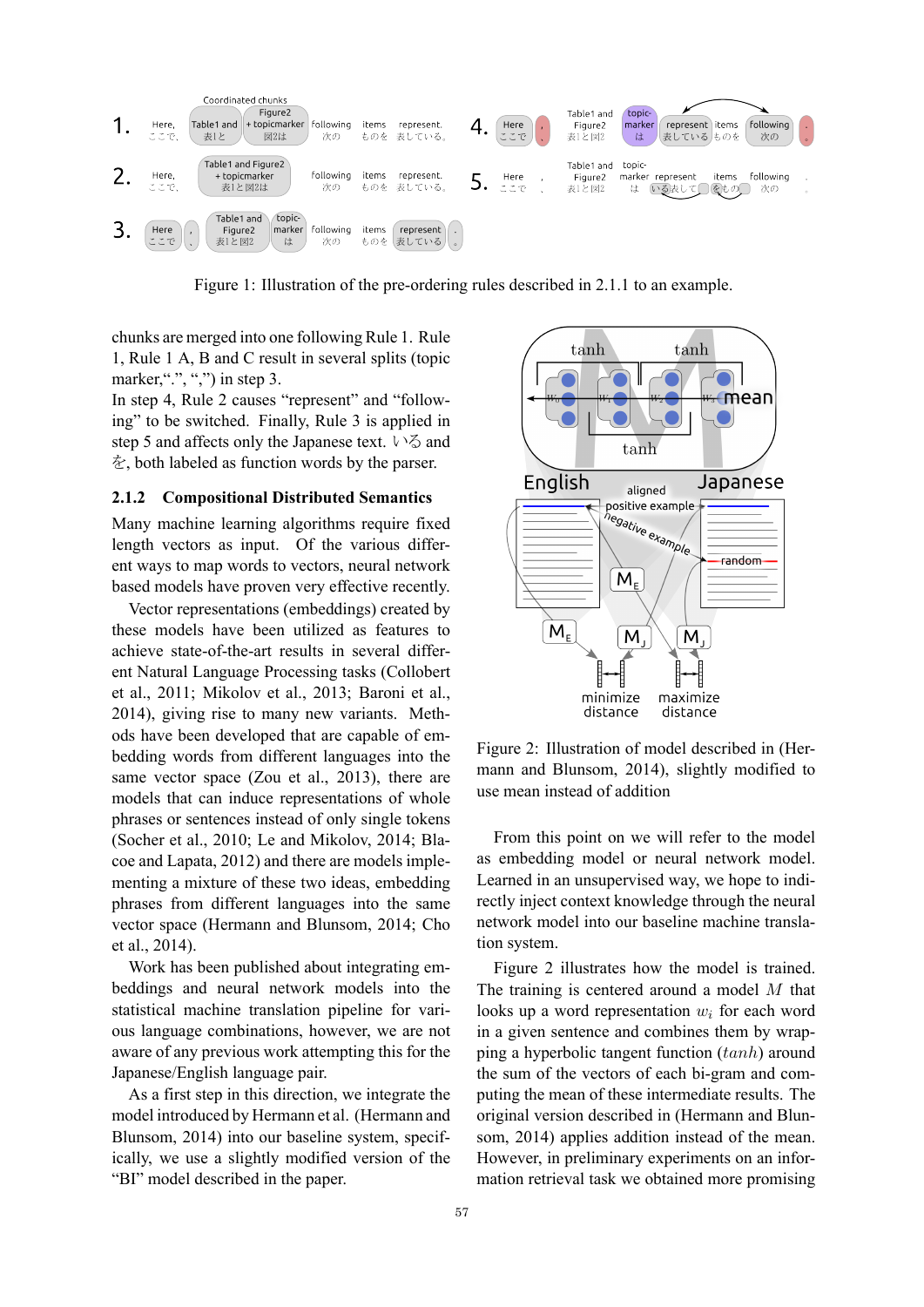Figure 1: Illustration of the pre-ordering rules described in 2.1.1 to an example.

chunks are merged into one following Rule 1. Rule 1, Rule 1 A, B and C result in several splits (topic marker,"。", "、") in step 3.

In step 4, Rule 2 causes "represent" and "following" to be switched. Finally, Rule 3 is applied in step 5 and affects only the Japanese text. いる and を, both labeled as function words by the parser.

### 2.1.2 Compositional Distributed Semantics

Many machine learning algorithms require fixed length vectors as input. Of the various different ways to map words to vectors, neural network based models have proven very effective recently.

Vector representations (embeddings) created by these models have been utilized as features to achieve state-of-the-art results in several different Natural Language Processing tasks (Collobert et al., 2011; Mikolov et al., 2013; Baroni et al., 2014), giving rise to many new variants. Methods have been developed that are capable of embedding words from different languages into the same vector space (Zou et al., 2013), there are models that can induce representations of whole phrases or sentences instead of only single tokens (Socher et al., 2010; Le and Mikolov, 2014; Blacoe and Lapata, 2012) and there are models implementing a mixture of these two ideas, embedding phrases from different languages into the same vector space (Hermann and Blunsom, 2014; Cho et al., 2014).

Work has been published about integrating embeddings and neural network models into the statistical machine translation pipeline for various language combinations, however, we are not aware of any previous work attempting this for the Japanese/English language pair.

As a first step in this direction, we integrate the model introduced by Hermann et al. (Hermann and Blunsom, 2014) into our baseline system, specifically, we use a slightly modified version of the "BI" model described in the paper.

Figure 2: Illustration of model described in (Hermann and Blunsom, 2014), slightly modified to use mean instead of addition

From this point on we will refer to the model as embedding model or neural network model. Learned in an unsupervised way, we hope to indirectly inject context knowledge through the neural network model into our baseline machine translation system.

Figure 2 illustrates how the model is trained. The training is centered around a model $M$ that looks up a word representation $w_i$ for each word in a given sentence and combines them by wrapping a hyperbolic tangent function ($tanh$) around the sum of the vectors of each bi-gram and computing the mean of these intermediate results. The original version described in (Hermann and Blunsom, 2014) applies addition instead of the mean. However, in preliminary experiments on an information retrieval task we obtained more promising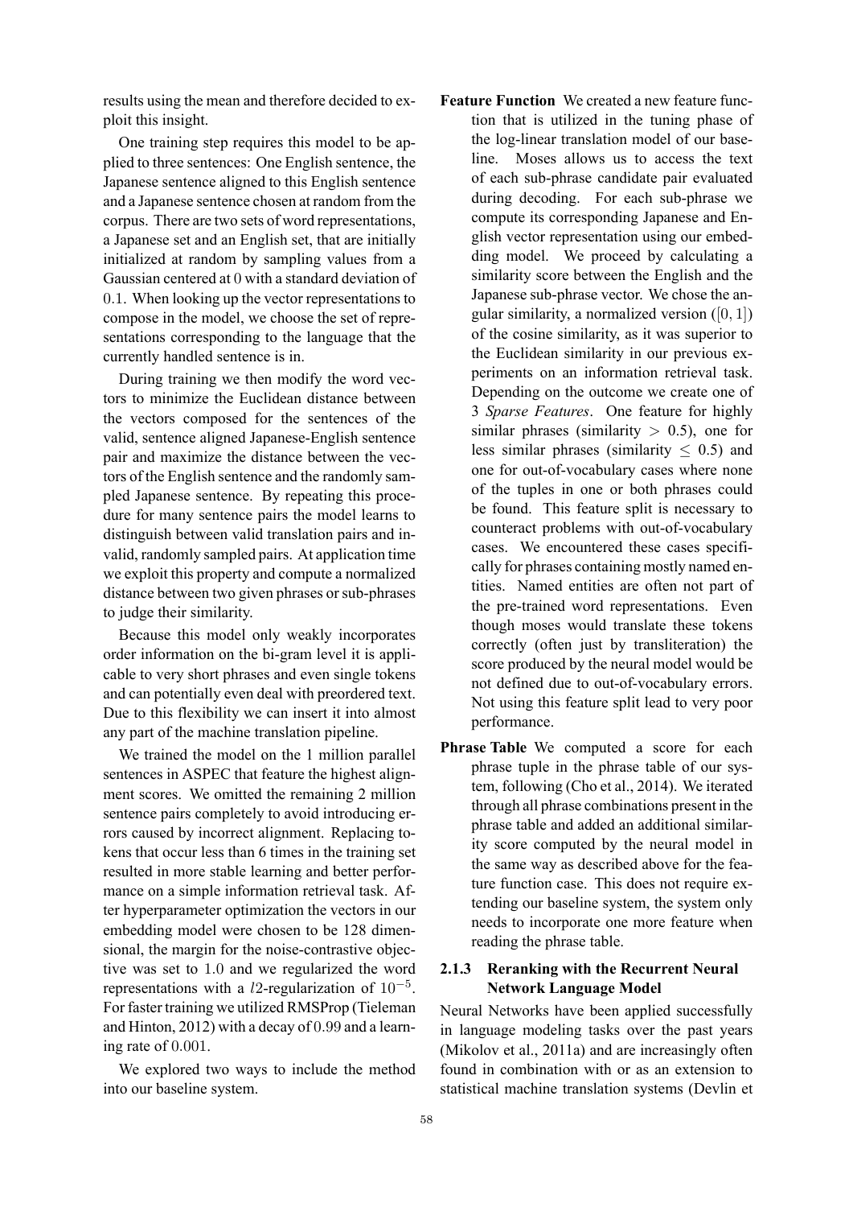results using the mean and therefore decided to exploit this insight.

One training step requires this model to be applied to three sentences: One English sentence, the Japanese sentence aligned to this English sentence and a Japanese sentence chosen at random from the corpus. There are two sets of word representations, a Japanese set and an English set, that are initially initialized at random by sampling values from a Gaussian centered at $0$ with a standard deviation of $0.1$. When looking up the vector representations to compose in the model, we choose the set of representations corresponding to the language that the currently handled sentence is in.

During training we then modify the word vectors to minimize the Euclidean distance between the vectors composed for the sentences of the valid, sentence aligned Japanese-English sentence pair and maximize the distance between the vectors of the English sentence and the randomly sampled Japanese sentence. By repeating this procedure for many sentence pairs the model learns to distinguish between valid translation pairs and invalid, randomly sampled pairs. At application time we exploit this property and compute a normalized distance between two given phrases or sub-phrases to judge their similarity.

Because this model only weakly incorporates order information on the bi-gram level it is applicable to very short phrases and even single tokens and can potentially even deal with preordered text. Due to this flexibility we can insert it into almost any part of the machine translation pipeline.

We trained the model on the 1 million parallel sentences in ASPEC that feature the highest alignment scores. We omitted the remaining 2 million sentence pairs completely to avoid introducing errors caused by incorrect alignment. Replacing tokens that occur less than 6 times in the training set resulted in more stable learning and better performance on a simple information retrieval task. After hyperparameter optimization the vectors in our embedding model were chosen to be 128 dimensional, the margin for the noise-contrastive objective was set to $1.0$ and we regularized the word representations with a $l2$-regularization of $10^{-5}$. For faster training we utilized RMSProp (Tieleman and Hinton, 2012) with a decay of $0.99$ and a learning rate of $0.001$.

We explored two ways to include the method into our baseline system.

**Feature Function** We created a new feature function that is utilized in the tuning phase of the log-linear translation model of our baseline. Moses allows us to access the text of each sub-phrase candidate pair evaluated during decoding. For each sub-phrase we compute its corresponding Japanese and English vector representation using our embedding model. We proceed by calculating a similarity score between the English and the Japanese sub-phrase vector. We chose the angular similarity, a normalized version ($[0, 1]$) of the cosine similarity, as it was superior to the Euclidean similarity in our previous experiments on an information retrieval task. Depending on the outcome we create one of 3 *Sparse Features*. One feature for highly similar phrases (similarity $> 0.5$), one for less similar phrases (similarity $\leq 0.5$) and one for out-of-vocabulary cases where none of the tuples in one or both phrases could be found. This feature split is necessary to counteract problems with out-of-vocabulary cases. We encountered these cases specifically for phrases containing mostly named entities. Named entities are often not part of the pre-trained word representations. Even though moses would translate these tokens correctly (often just by transliteration) the score produced by the neural model would be not defined due to out-of-vocabulary errors. Not using this feature split lead to very poor performance.

**Phrase Table** We computed a score for each phrase tuple in the phrase table of our system, following (Cho et al., 2014). We iterated through all phrase combinations present in the phrase table and added an additional similarity score computed by the neural model in the same way as described above for the feature function case. This does not require extending our baseline system, the system only needs to incorporate one more feature when reading the phrase table.

### 2.1.3 Reranking with the Recurrent Neural Network Language Model

Neural Networks have been applied successfully in language modeling tasks over the past years (Mikolov et al., 2011a) and are increasingly often found in combination with or as an extension to statistical machine translation systems (Devlin et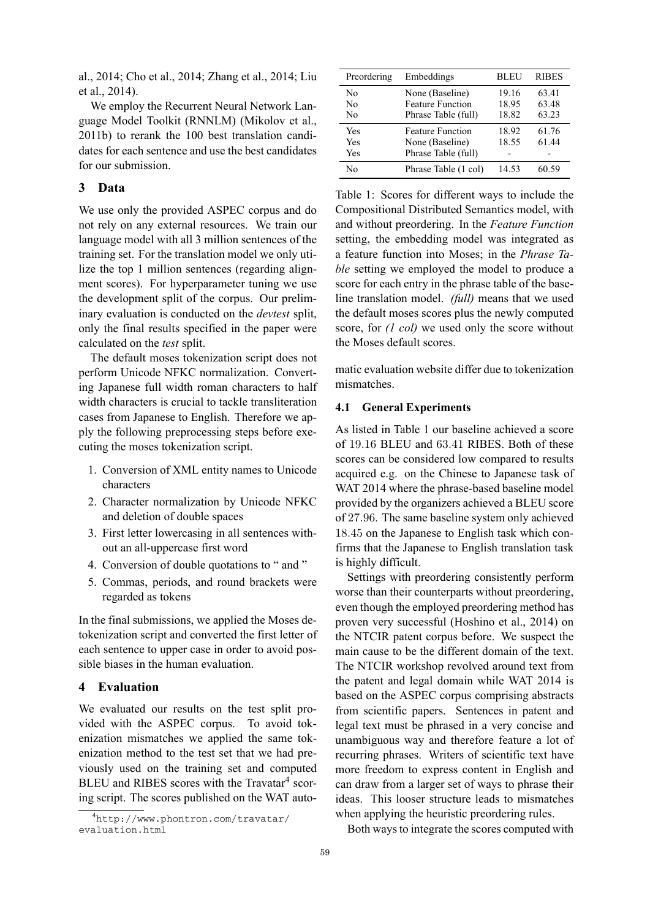al., 2014; Cho et al., 2014; Zhang et al., 2014; Liu et al., 2014).

We employ the Recurrent Neural Network Language Model Toolkit (RNNLM) (Mikolov et al., 2011b) to rerank the 100 best translation candidates for each sentence and use the best candidates for our submission.

## 3 Data

We use only the provided ASPEC corpus and do not rely on any external resources. We train our language model with all 3 million sentences of the training set. For the translation model we only utilize the top 1 million sentences (regarding alignment scores). For hyperparameter tuning we use the development split of the corpus. Our preliminary evaluation is conducted on the *devtest* split, only the final results specified in the paper were calculated on the *test* split.

The default moses tokenization script does not perform Unicode NFKC normalization. Converting Japanese full width roman characters to half width characters is crucial to tackle transliteration cases from Japanese to English. Therefore we apply the following preprocessing steps before executing the moses tokenization script.

1. Conversion of XML entity names to Unicode characters
2. Character normalization by Unicode NFKC and deletion of double spaces
3. First letter lowercasing in all sentences without an all-uppercase first word
4. Conversion of double quotations to “ and ”
5. Commas, periods, and round brackets were regarded as tokens

In the final submissions, we applied the Moses detokenization script and converted the first letter of each sentence to upper case in order to avoid possible biases in the human evaluation.

## 4 Evaluation

We evaluated our results on the test split provided with the ASPEC corpus. To avoid tokenization mismatches we applied the same tokenization method to the test set that we had previously used on the training set and computed BLEU and RIBES scores with the Travatar[4] scoring script. The scores published on the WAT automatic evaluation website differ due to tokenization mismatches.

[4] http://www.phontron.com/travatar/evaluation.html

| Preordering | Embeddings | BLEU | RIBES |
|---|---|---|---|
| No | None (Baseline) | 19.16 | 63.41 |
| No | Feature Function | 18.95 | 63.48 |
| No | Phrase Table (full) | 18.82 | 63.23 |
| Yes | Feature Function | 18.92 | 61.76 |
| Yes | None (Baseline) | 18.55 | 61.44 |
| Yes | Phrase Table (full) | - | - |
| No | Phrase Table (1 col) | 14.53 | 60.59 |

Table 1: Scores for different ways to include the Compositional Distributed Semantics model, with and without preordering. In the *Feature Function* setting, the embedding model was integrated as a feature function into Moses; in the *Phrase Table* setting we employed the model to produce a score for each entry in the phrase table of the baseline translation model. *(full)* means that we used the default moses scores plus the newly computed score, for *(1 col)* we used only the score without the Moses default scores.

### 4.1 General Experiments

As listed in Table 1 our baseline achieved a score of 19.16 BLEU and 63.41 RIBES. Both of these scores can be considered low compared to results acquired e.g. on the Chinese to Japanese task of WAT 2014 where the phrase-based baseline model provided by the organizers achieved a BLEU score of 27.96. The same baseline system only achieved 18.45 on the Japanese to English task which confirms that the Japanese to English translation task is highly difficult.

Settings with preordering consistently perform worse than their counterparts without preordering, even though the employed preordering method has proven very successful (Hoshino et al., 2014) on the NTCIR patent corpus before. We suspect the main cause to be the different domain of the text. The NTCIR workshop revolved around text from the patent and legal domain while WAT 2014 is based on the ASPEC corpus comprising abstracts from scientific papers. Sentences in patent and legal text must be phrased in a very concise and unambiguous way and therefore feature a lot of recurring phrases. Writers of scientific text have more freedom to express content in English and can draw from a larger set of ways to phrase their ideas. This looser structure leads to mismatches when applying the heuristic preordering rules.

Both ways to integrate the scores computed with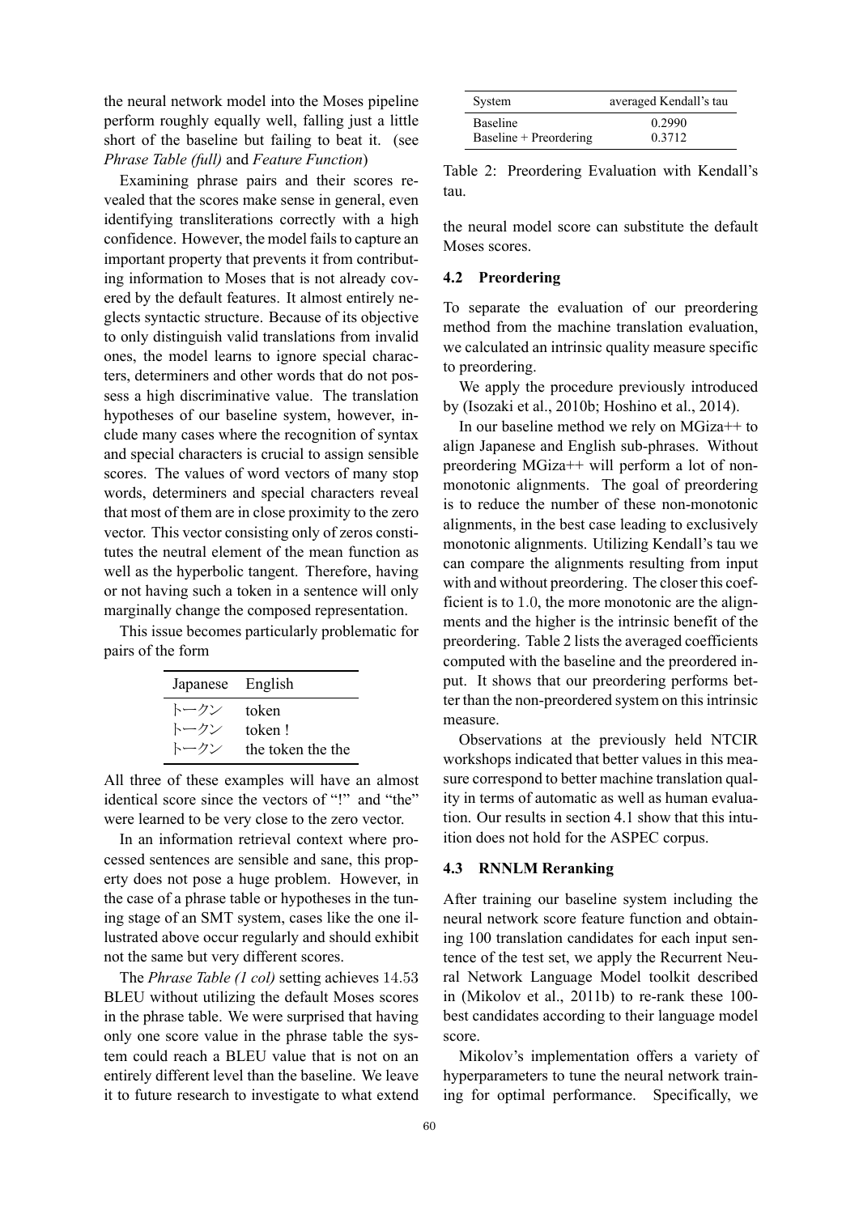the neural network model into the Moses pipeline perform roughly equally well, falling just a little short of the baseline but failing to beat it. (see *Phrase Table (full)* and *Feature Function*)

Examining phrase pairs and their scores revealed that the scores make sense in general, even identifying transliterations correctly with a high confidence. However, the model fails to capture an important property that prevents it from contributing information to Moses that is not already covered by the default features. It almost entirely neglects syntactic structure. Because of its objective to only distinguish valid translations from invalid ones, the model learns to ignore special characters, determiners and other words that do not possess a high discriminative value. The translation hypotheses of our baseline system, however, include many cases where the recognition of syntax and special characters is crucial to assign sensible scores. The values of word vectors of many stop words, determiners and special characters reveal that most of them are in close proximity to the zero vector. This vector consisting only of zeros constitutes the neutral element of the mean function as well as the hyperbolic tangent. Therefore, having or not having such a token in a sentence will only marginally change the composed representation.

This issue becomes particularly problematic for pairs of the form

| Japanese | English |
|---|---|
| トークン | token |
| トークン | token ! |
| トークン | the token the the |

All three of these examples will have an almost identical score since the vectors of "!" and "the" were learned to be very close to the zero vector.

In an information retrieval context where processed sentences are sensible and sane, this property does not pose a huge problem. However, in the case of a phrase table or hypotheses in the tuning stage of an SMT system, cases like the one illustrated above occur regularly and should exhibit not the same but very different scores.

The *Phrase Table (1 col)* setting achieves 14.53 BLEU without utilizing the default Moses scores in the phrase table. We were surprised that having only one score value in the phrase table the system could reach a BLEU value that is not on an entirely different level than the baseline. We leave it to future research to investigate to what extend the neural model score can substitute the default Moses scores.

| System | averaged Kendall's tau |
|---|---|
| Baseline | 0.2990 |
| Baseline + Preordering | 0.3712 |

Table 2: Preordering Evaluation with Kendall's tau.

### 4.2 Preordering

To separate the evaluation of our preordering method from the machine translation evaluation, we calculated an intrinsic quality measure specific to preordering.

We apply the procedure previously introduced by (Isozaki et al., 2010b; Hoshino et al., 2014).

In our baseline method we rely on MGiza++ to align Japanese and English sub-phrases. Without preordering MGiza++ will perform a lot of non-monotonic alignments. The goal of preordering is to reduce the number of these non-monotonic alignments, in the best case leading to exclusively monotonic alignments. Utilizing Kendall's tau we can compare the alignments resulting from input with and without preordering. The closer this coefficient is to 1.0, the more monotonic are the alignments and the higher is the intrinsic benefit of the preordering. Table 2 lists the averaged coefficients computed with the baseline and the preordered input. It shows that our preordering performs better than the non-preordered system on this intrinsic measure.

Observations at the previously held NTCIR workshops indicated that better values in this measure correspond to better machine translation quality in terms of automatic as well as human evaluation. Our results in section 4.1 show that this intuition does not hold for the ASPEC corpus.

### 4.3 RNNLM Reranking

After training our baseline system including the neural network score feature function and obtaining 100 translation candidates for each input sentence of the test set, we apply the Recurrent Neural Network Language Model toolkit described in (Mikolov et al., 2011b) to re-rank these 100-best candidates according to their language model score.

Mikolov's implementation offers a variety of hyperparameters to tune the neural network training for optimal performance. Specifically, we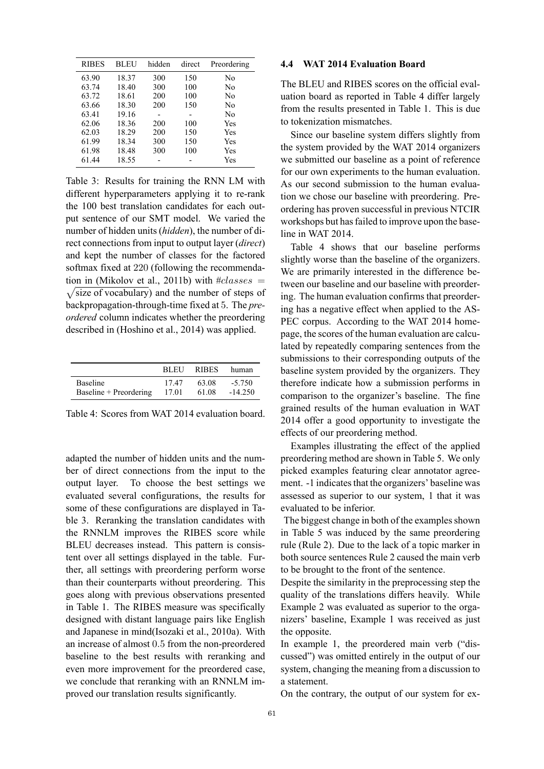| RIBES | BLEU | hidden | direct | Preordering |
|---|---|---|---|---|
| 63.90 | 18.37 | 300 | 150 | No |
| 63.74 | 18.40 | 300 | 100 | No |
| 63.72 | 18.61 | 200 | 100 | No |
| 63.66 | 18.30 | 200 | 150 | No |
| 63.41 | 19.16 | - | - | No |
| 62.06 | 18.36 | 200 | 100 | Yes |
| 62.03 | 18.29 | 200 | 150 | Yes |
| 61.99 | 18.34 | 300 | 150 | Yes |
| 61.98 | 18.48 | 300 | 100 | Yes |
| 61.44 | 18.55 | - | - | Yes |

Table 3: Results for training the RNN LM with different hyperparameters applying it to re-rank the 100 best translation candidates for each output sentence of our SMT model. We varied the number of hidden units (*hidden*), the number of direct connections from input to output layer (*direct*) and kept the number of classes for the factored softmax fixed at 220 (following the recommendation in (Mikolov et al., 2011b) with $\#classes = \sqrt{\text{size of vocabulary}}$) and the number of steps of backpropagation-through-time fixed at 5. The *preordered* column indicates whether the preordering described in (Hoshino et al., 2014) was applied.

| | BLEU | RIBES | human |
|---|---|---|---|
| Baseline | 17.47 | 63.08 | -5.750 |
| Baseline + Preordering | 17.01 | 61.08 | -14.250 |

Table 4: Scores from WAT 2014 evaluation board.

adapted the number of hidden units and the number of direct connections from the input to the output layer. To choose the best settings we evaluated several configurations, the results for some of these configurations are displayed in Table 3. Reranking the translation candidates with the RNNLM improves the RIBES score while BLEU decreases instead. This pattern is consistent over all settings displayed in the table. Further, all settings with preordering perform worse than their counterparts without preordering. This goes along with previous observations presented in Table 1. The RIBES measure was specifically designed with distant language pairs like English and Japanese in mind(Isozaki et al., 2010a). With an increase of almost 0.5 from the non-preordered baseline to the best results with reranking and even more improvement for the preordered case, we conclude that reranking with an RNNLM improved our translation results significantly.

### 4.4 WAT 2014 Evaluation Board

The BLEU and RIBES scores on the official evaluation board as reported in Table 4 differ largely from the results presented in Table 1. This is due to tokenization mismatches.

Since our baseline system differs slightly from the system provided by the WAT 2014 organizers we submitted our baseline as a point of reference for our own experiments to the human evaluation. As our second submission to the human evaluation we chose our baseline with preordering. Preordering has proven successful in previous NTCIR workshops but has failed to improve upon the baseline in WAT 2014.

Table 4 shows that our baseline performs slightly worse than the baseline of the organizers. We are primarily interested in the difference between our baseline and our baseline with preordering. The human evaluation confirms that preordering has a negative effect when applied to the ASPEC corpus. According to the WAT 2014 homepage, the scores of the human evaluation are calculated by repeatedly comparing sentences from the submissions to their corresponding outputs of the baseline system provided by the organizers. They therefore indicate how a submission performs in comparison to the organizer's baseline. The fine grained results of the human evaluation in WAT 2014 offer a good opportunity to investigate the effects of our preordering method.

Examples illustrating the effect of the applied preordering method are shown in Table 5. We only picked examples featuring clear annotator agreement. -1 indicates that the organizers' baseline was assessed as superior to our system, 1 that it was evaluated to be inferior.

The biggest change in both of the examples shown in Table 5 was induced by the same preordering rule (Rule 2). Due to the lack of a topic marker in both source sentences Rule 2 caused the main verb to be brought to the front of the sentence.

Despite the similarity in the preprocessing step the quality of the translations differs heavily. While Example 2 was evaluated as superior to the organizers' baseline, Example 1 was received as just the opposite.

In example 1, the preordered main verb ("discussed") was omitted entirely in the output of our system, changing the meaning from a discussion to a statement.

On the contrary, the output of our system for ex-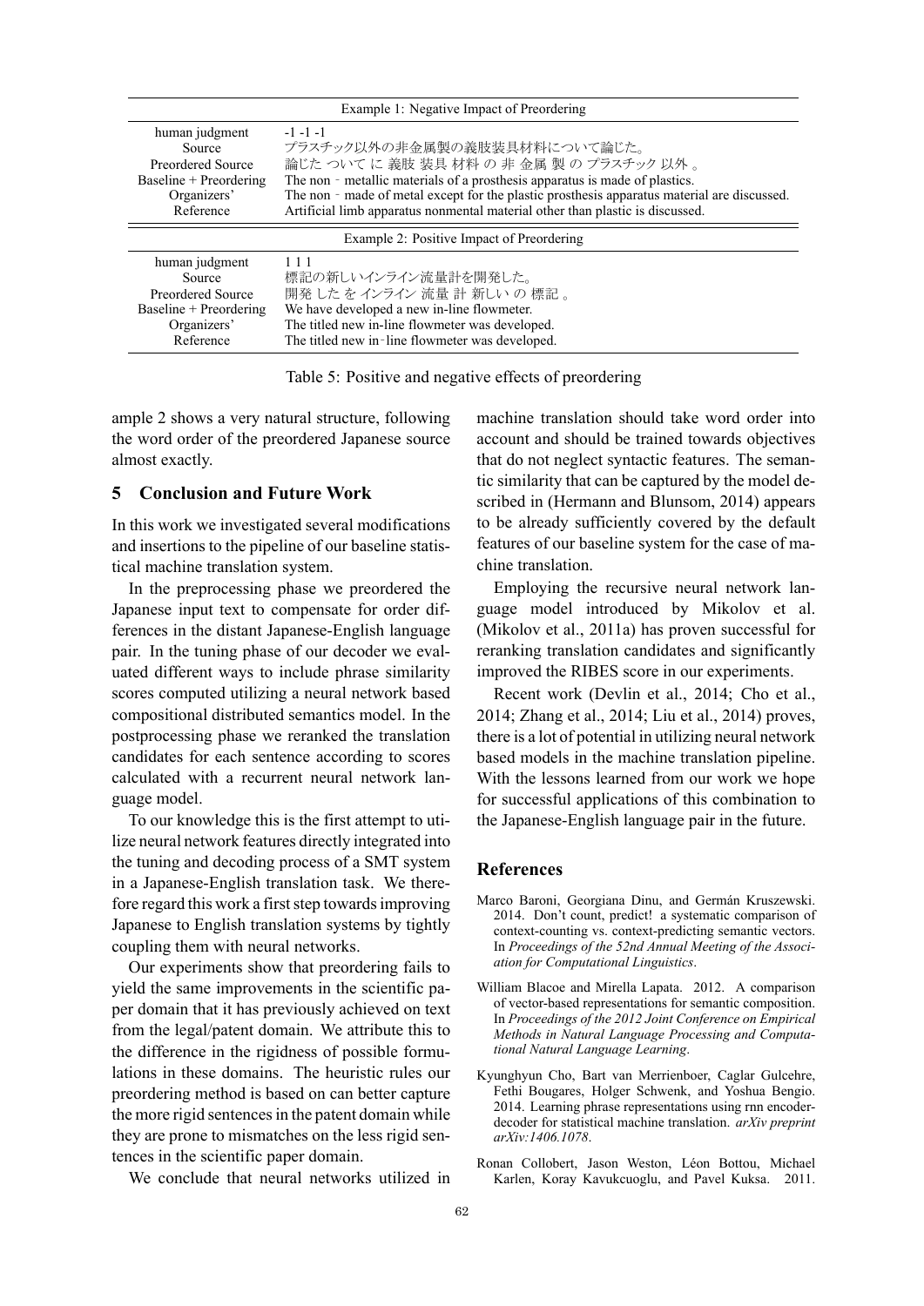| Example 1: Negative Impact of Preordering | |
|---|---|
| human judgment | -1 -1 -1 |
| Source | プラスチック以外の非金属製の義肢装具材料について論じた。 |
| Preordered Source | 論じた ついて に 義肢 装具 材料 の 非 金属 製 の プラスチック 以外 。 |
| Baseline + Preordering | The non - metallic materials of a prosthesis apparatus is made of plastics. |
| Organizers' | The non - made of metal except for the plastic prosthesis apparatus material are discussed. |
| Reference | Artificial limb apparatus nonmental material other than plastic is discussed. |
| **Example 2: Positive Impact of Preordering** | |
| human judgment | 1 1 1 |
| Source | 標記の新しいインライン流量計を開発した。 |
| Preordered Source | 開発 した を インライン 流量 計 新しい の 標記 。 |
| Baseline + Preordering | We have developed a new in-line flowmeter. |
| Organizers' | The titled new in-line flowmeter was developed. |
| Reference | The titled new in-line flowmeter was developed. |

Table 5: Positive and negative effects of preordering

ample 2 shows a very natural structure, following the word order of the preordered Japanese source almost exactly.

## 5 Conclusion and Future Work

In this work we investigated several modifications and insertions to the pipeline of our baseline statistical machine translation system.

In the preprocessing phase we preordered the Japanese input text to compensate for order differences in the distant Japanese-English language pair. In the tuning phase of our decoder we evaluated different ways to include phrase similarity scores computed utilizing a neural network based compositional distributed semantics model. In the postprocessing phase we reranked the translation candidates for each sentence according to scores calculated with a recurrent neural network language model.

To our knowledge this is the first attempt to utilize neural network features directly integrated into the tuning and decoding process of a SMT system in a Japanese-English translation task. We therefore regard this work a first step towards improving Japanese to English translation systems by tightly coupling them with neural networks.

Our experiments show that preordering fails to yield the same improvements in the scientific paper domain that it has previously achieved on text from the legal/patent domain. We attribute this to the difference in the rigidness of possible formulations in these domains. The heuristic rules our preordering method is based on can better capture the more rigid sentences in the patent domain while they are prone to mismatches on the less rigid sentences in the scientific paper domain.

We conclude that neural networks utilized in machine translation should take word order into account and should be trained towards objectives that do not neglect syntactic features. The semantic similarity that can be captured by the model described in (Hermann and Blunsom, 2014) appears to be already sufficiently covered by the default features of our baseline system for the case of machine translation.

Employing the recursive neural network language model introduced by Mikolov et al. (Mikolov et al., 2011a) has proven successful for reranking translation candidates and significantly improved the RIBES score in our experiments.

Recent work (Devlin et al., 2014; Cho et al., 2014; Zhang et al., 2014; Liu et al., 2014) proves, there is a lot of potential in utilizing neural network based models in the machine translation pipeline. With the lessons learned from our work we hope for successful applications of this combination to the Japanese-English language pair in the future.

## References

Marco Baroni, Georgiana Dinu, and Germán Kruszewski. 2014. Don't count, predict! a systematic comparison of context-counting vs. context-predicting semantic vectors. In *Proceedings of the 52nd Annual Meeting of the Association for Computational Linguistics*.

William Blacoe and Mirella Lapata. 2012. A comparison of vector-based representations for semantic composition. In *Proceedings of the 2012 Joint Conference on Empirical Methods in Natural Language Processing and Computational Natural Language Learning*.

Kyunghyun Cho, Bart van Merrienboer, Caglar Gulcehre, Fethi Bougares, Holger Schwenk, and Yoshua Bengio. 2014. Learning phrase representations using rnn encoder-decoder for statistical machine translation. *arXiv preprint arXiv:1406.1078*.

Ronan Collobert, Jason Weston, Léon Bottou, Michael Karlen, Koray Kavukcuoglu, and Pavel Kuksa. 2011.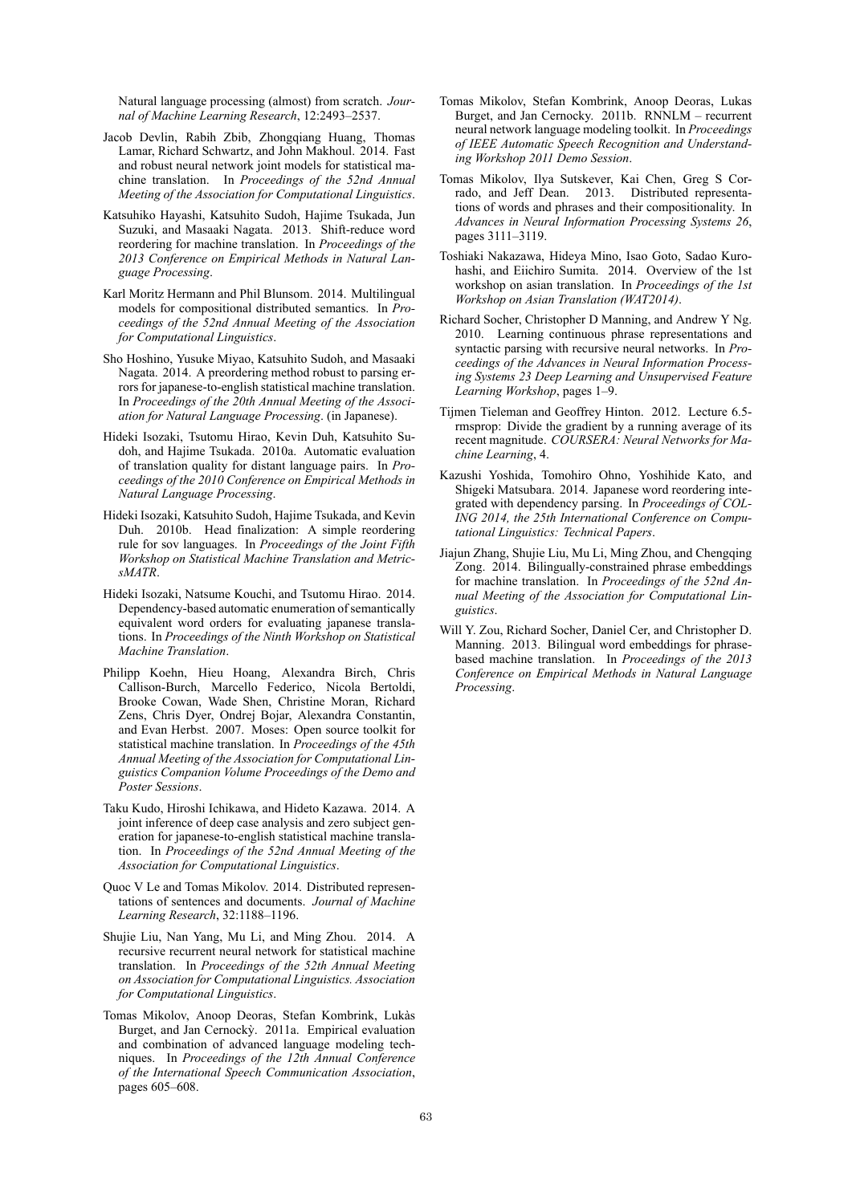Natural language processing (almost) from scratch. *Journal of Machine Learning Research*, 12:2493–2537.

Jacob Devlin, Rabih Zbib, Zhongqiang Huang, Thomas Lamar, Richard Schwartz, and John Makhoul. 2014. Fast and robust neural network joint models for statistical machine translation. In *Proceedings of the 52nd Annual Meeting of the Association for Computational Linguistics*.

Katsuhiko Hayashi, Katsuhito Sudoh, Hajime Tsukada, Jun Suzuki, and Masaaki Nagata. 2013. Shift-reduce word reordering for machine translation. In *Proceedings of the 2013 Conference on Empirical Methods in Natural Language Processing*.

Karl Moritz Hermann and Phil Blunsom. 2014. Multilingual models for compositional distributed semantics. In *Proceedings of the 52nd Annual Meeting of the Association for Computational Linguistics*.

Sho Hoshino, Yusuke Miyao, Katsuhito Sudoh, and Masaaki Nagata. 2014. A preordering method robust to parsing errors for japanese-to-english statistical machine translation. In *Proceedings of the 20th Annual Meeting of the Association for Natural Language Processing*. (in Japanese).

Hideki Isozaki, Tsutomu Hirao, Kevin Duh, Katsuhito Sudoh, and Hajime Tsukada. 2010a. Automatic evaluation of translation quality for distant language pairs. In *Proceedings of the 2010 Conference on Empirical Methods in Natural Language Processing*.

Hideki Isozaki, Katsuhito Sudoh, Hajime Tsukada, and Kevin Duh. 2010b. Head finalization: A simple reordering rule for sov languages. In *Proceedings of the Joint Fifth Workshop on Statistical Machine Translation and MetricsMATR*.

Hideki Isozaki, Natsume Kouchi, and Tsutomu Hirao. 2014. Dependency-based automatic enumeration of semantically equivalent word orders for evaluating japanese translations. In *Proceedings of the Ninth Workshop on Statistical Machine Translation*.

Philipp Koehn, Hieu Hoang, Alexandra Birch, Chris Callison-Burch, Marcello Federico, Nicola Bertoldi, Brooke Cowan, Wade Shen, Christine Moran, Richard Zens, Chris Dyer, Ondrej Bojar, Alexandra Constantin, and Evan Herbst. 2007. Moses: Open source toolkit for statistical machine translation. In *Proceedings of the 45th Annual Meeting of the Association for Computational Linguistics Companion Volume Proceedings of the Demo and Poster Sessions*.

Taku Kudo, Hiroshi Ichikawa, and Hideto Kazawa. 2014. A joint inference of deep case analysis and zero subject generation for japanese-to-english statistical machine translation. In *Proceedings of the 52nd Annual Meeting of the Association for Computational Linguistics*.

Quoc V Le and Tomas Mikolov. 2014. Distributed representations of sentences and documents. *Journal of Machine Learning Research*, 32:1188–1196.

Shujie Liu, Nan Yang, Mu Li, and Ming Zhou. 2014. A recursive recurrent neural network for statistical machine translation. In *Proceedings of the 52th Annual Meeting on Association for Computational Linguistics. Association for Computational Linguistics*.

Tomas Mikolov, Anoop Deoras, Stefan Kombrink, Lukàs Burget, and Jan Cernockỳ. 2011a. Empirical evaluation and combination of advanced language modeling techniques. In *Proceedings of the 12th Annual Conference of the International Speech Communication Association*, pages 605–608.

Tomas Mikolov, Stefan Kombrink, Anoop Deoras, Lukas Burget, and Jan Cernocky. 2011b. RNNLM – recurrent neural network language modeling toolkit. In *Proceedings of IEEE Automatic Speech Recognition and Understanding Workshop 2011 Demo Session*.

Tomas Mikolov, Ilya Sutskever, Kai Chen, Greg S Corrado, and Jeff Dean. 2013. Distributed representations of words and phrases and their compositionality. In *Advances in Neural Information Processing Systems 26*, pages 3111–3119.

Toshiaki Nakazawa, Hideya Mino, Isao Goto, Sadao Kurohashi, and Eiichiro Sumita. 2014. Overview of the 1st workshop on asian translation. In *Proceedings of the 1st Workshop on Asian Translation (WAT2014)*.

Richard Socher, Christopher D Manning, and Andrew Y Ng. 2010. Learning continuous phrase representations and syntactic parsing with recursive neural networks. In *Proceedings of the Advances in Neural Information Processing Systems 23 Deep Learning and Unsupervised Feature Learning Workshop*, pages 1–9.

Tijmen Tieleman and Geoffrey Hinton. 2012. Lecture 6.5-rmsprop: Divide the gradient by a running average of its recent magnitude. *COURSERA: Neural Networks for Machine Learning*, 4.

Kazushi Yoshida, Tomohiro Ohno, Yoshihide Kato, and Shigeki Matsubara. 2014. Japanese word reordering integrated with dependency parsing. In *Proceedings of COLING 2014, the 25th International Conference on Computational Linguistics: Technical Papers*.

Jiajun Zhang, Shujie Liu, Mu Li, Ming Zhou, and Chengqing Zong. 2014. Bilingually-constrained phrase embeddings for machine translation. In *Proceedings of the 52nd Annual Meeting of the Association for Computational Linguistics*.

Will Y. Zou, Richard Socher, Daniel Cer, and Christopher D. Manning. 2013. Bilingual word embeddings for phrase-based machine translation. In *Proceedings of the 2013 Conference on Empirical Methods in Natural Language Processing*.